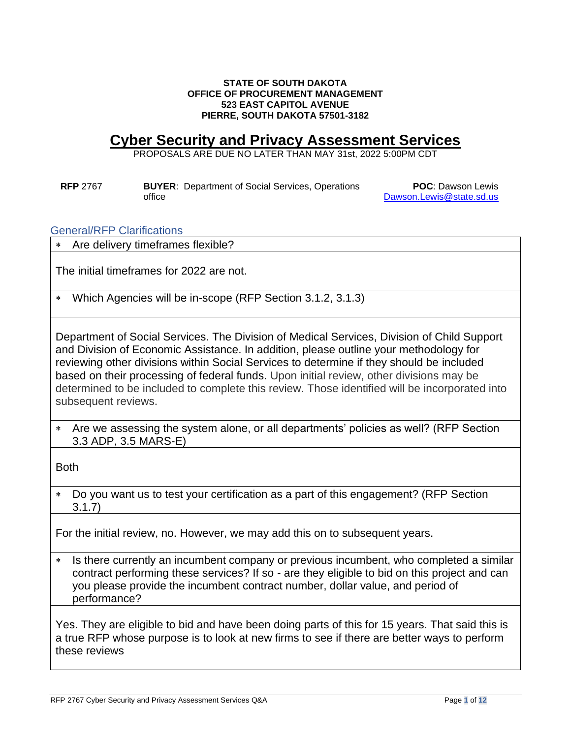**STATE OF SOUTH DAKOTA**
**OFFICE OF PROCUREMENT MANAGEMENT**
**523 EAST CAPITOL AVENUE**
**PIERRE, SOUTH DAKOTA 57501-3182**

# Cyber Security and Privacy Assessment Services

PROPOSALS ARE DUE NO LATER THAN MAY 31st, 2022 5:00PM CDT

**RFP** 2767 **BUYER**: Department of Social Services, Operations office **POC**: Dawson Lewis Dawson.Lewis@state.sd.us

## General/RFP Clarifications

* Are delivery timeframes flexible?

The initial timeframes for 2022 are not.

* Which Agencies will be in-scope (RFP Section 3.1.2, 3.1.3)

Department of Social Services. The Division of Medical Services, Division of Child Support and Division of Economic Assistance. In addition, please outline your methodology for reviewing other divisions within Social Services to determine if they should be included based on their processing of federal funds. Upon initial review, other divisions may be determined to be included to complete this review. Those identified will be incorporated into subsequent reviews.

* Are we assessing the system alone, or all departments' policies as well? (RFP Section 3.3 ADP, 3.5 MARS-E)

Both

* Do you want us to test your certification as a part of this engagement? (RFP Section 3.1.7)

For the initial review, no. However, we may add this on to subsequent years.

* Is there currently an incumbent company or previous incumbent, who completed a similar contract performing these services? If so - are they eligible to bid on this project and can you please provide the incumbent contract number, dollar value, and period of performance?

Yes. They are eligible to bid and have been doing parts of this for 15 years. That said this is a true RFP whose purpose is to look at new firms to see if there are better ways to perform these reviews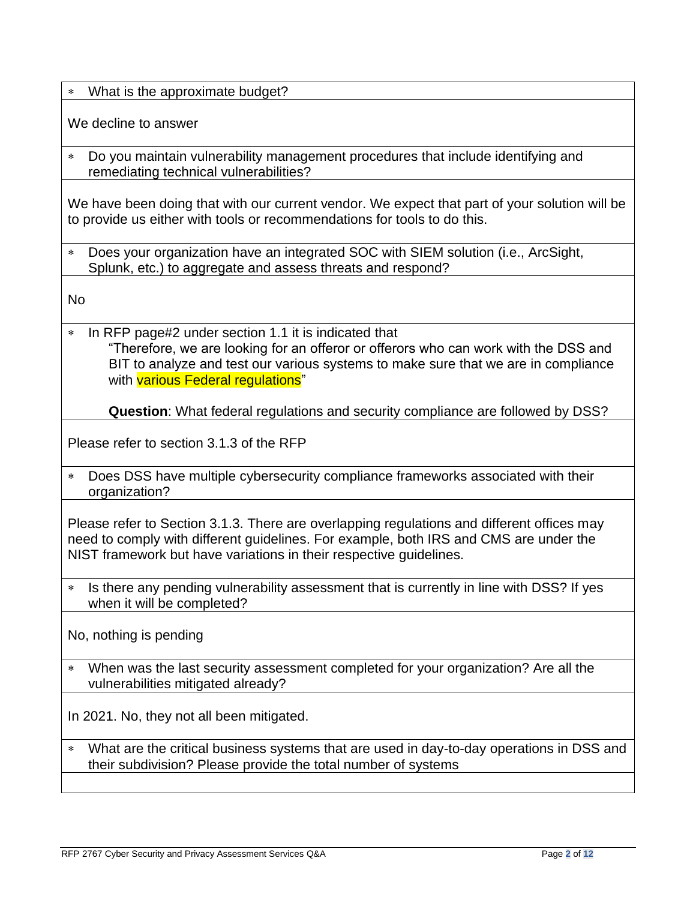* What is the approximate budget?

We decline to answer

* Do you maintain vulnerability management procedures that include identifying and remediating technical vulnerabilities?

We have been doing that with our current vendor. We expect that part of your solution will be to provide us either with tools or recommendations for tools to do this.

* Does your organization have an integrated SOC with SIEM solution (i.e., ArcSight, Splunk, etc.) to aggregate and assess threats and respond?

No

* In RFP page#2 under section 1.1 it is indicated that

  "Therefore, we are looking for an offeror or offerors who can work with the DSS and BIT to analyze and test our various systems to make sure that we are in compliance with various Federal regulations"

  **Question**: What federal regulations and security compliance are followed by DSS?

Please refer to section 3.1.3 of the RFP

* Does DSS have multiple cybersecurity compliance frameworks associated with their organization?

Please refer to Section 3.1.3. There are overlapping regulations and different offices may need to comply with different guidelines. For example, both IRS and CMS are under the NIST framework but have variations in their respective guidelines.

* Is there any pending vulnerability assessment that is currently in line with DSS? If yes when it will be completed?

No, nothing is pending

* When was the last security assessment completed for your organization? Are all the vulnerabilities mitigated already?

In 2021. No, they not all been mitigated.

* What are the critical business systems that are used in day-to-day operations in DSS and their subdivision? Please provide the total number of systems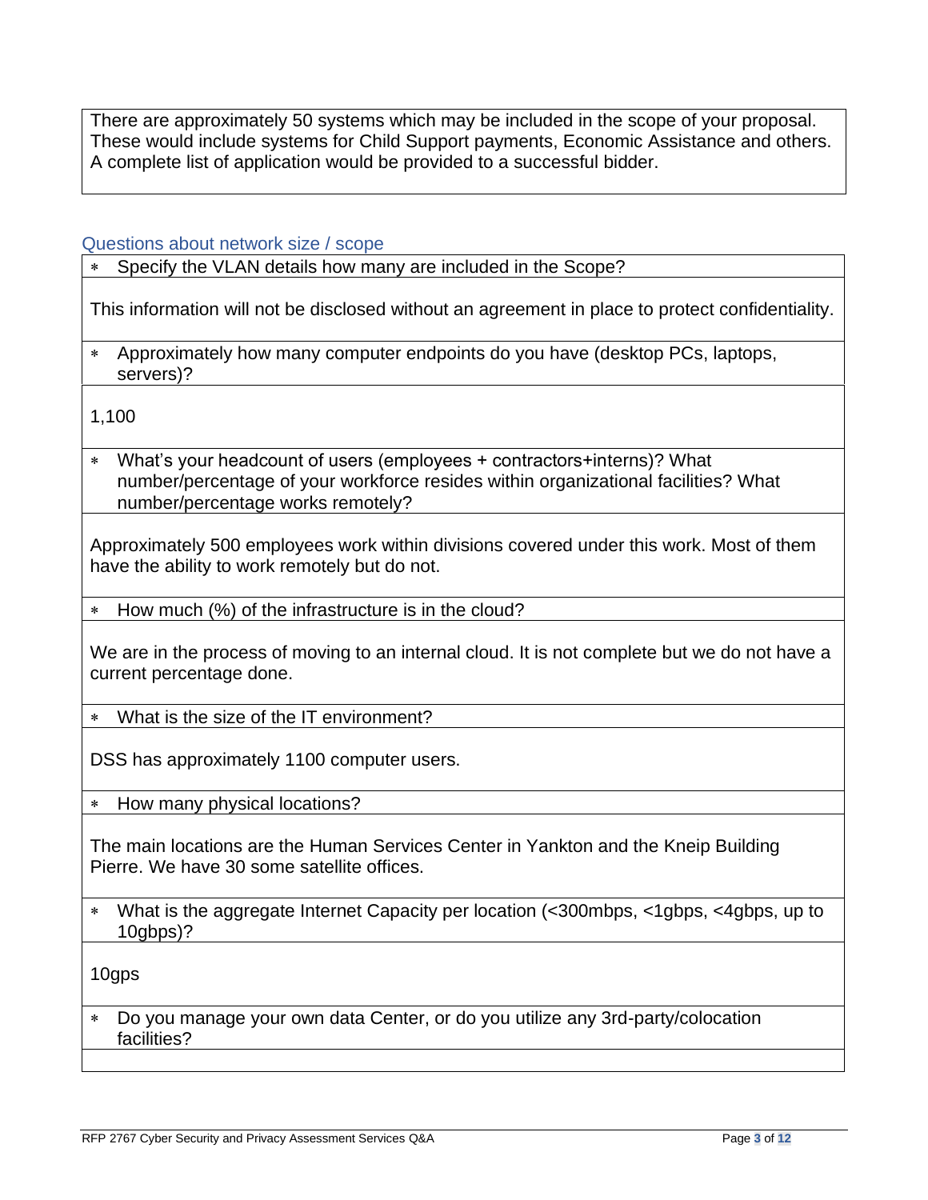There are approximately 50 systems which may be included in the scope of your proposal. These would include systems for Child Support payments, Economic Assistance and others. A complete list of application would be provided to a successful bidder.

## Questions about network size / scope

- Specify the VLAN details how many are included in the Scope?

This information will not be disclosed without an agreement in place to protect confidentiality.

- Approximately how many computer endpoints do you have (desktop PCs, laptops, servers)?

1,100

- What's your headcount of users (employees + contractors+interns)? What number/percentage of your workforce resides within organizational facilities? What number/percentage works remotely?

Approximately 500 employees work within divisions covered under this work. Most of them have the ability to work remotely but do not.

- How much (%) of the infrastructure is in the cloud?

We are in the process of moving to an internal cloud. It is not complete but we do not have a current percentage done.

- What is the size of the IT environment?

DSS has approximately 1100 computer users.

- How many physical locations?

The main locations are the Human Services Center in Yankton and the Kneip Building Pierre. We have 30 some satellite offices.

- What is the aggregate Internet Capacity per location (<300mbps, <1gbps, <4gbps, up to 10gbps)?

10gps

- Do you manage your own data Center, or do you utilize any 3rd-party/colocation facilities?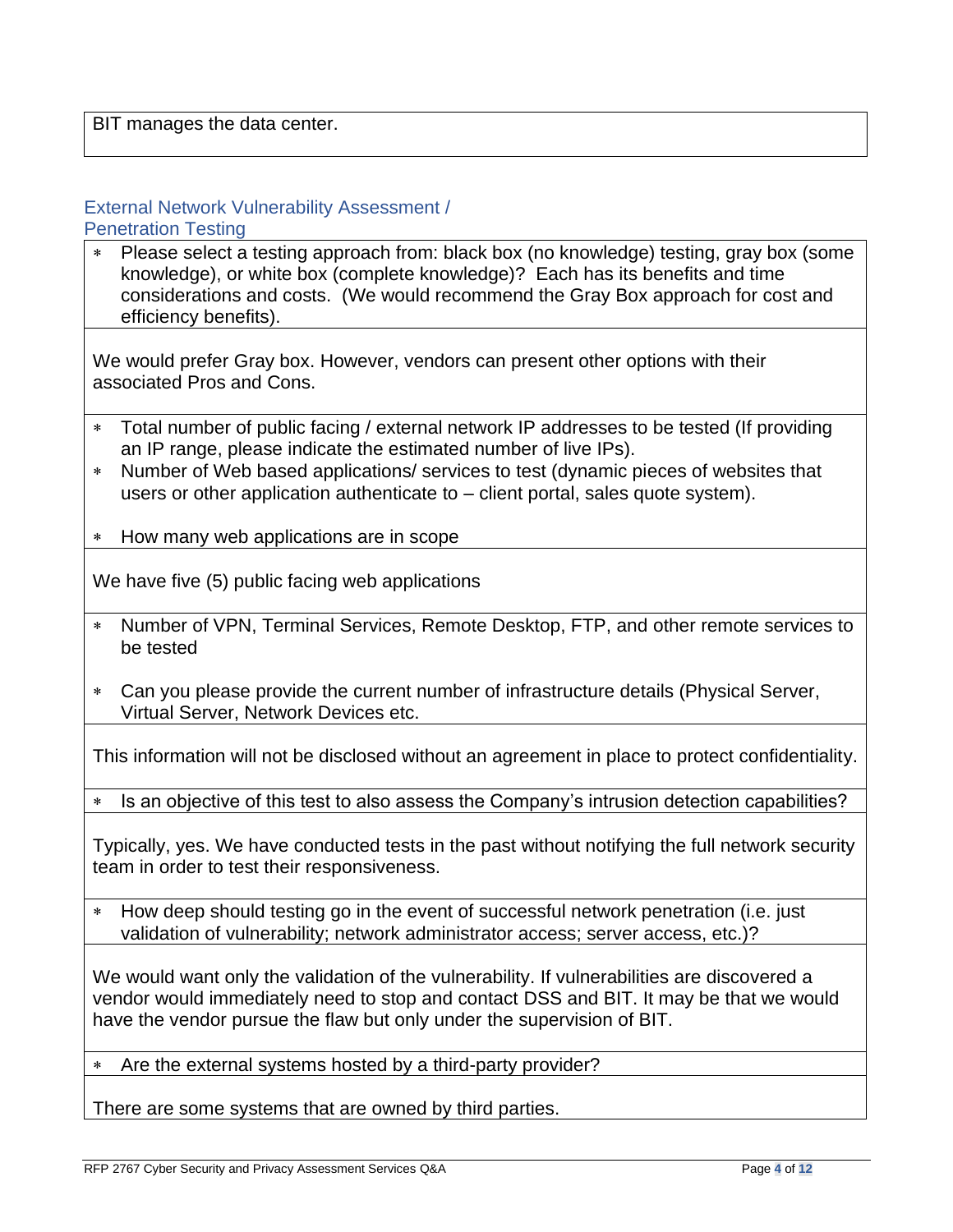BIT manages the data center.

## External Network Vulnerability Assessment / Penetration Testing

- Please select a testing approach from: black box (no knowledge) testing, gray box (some knowledge), or white box (complete knowledge)? Each has its benefits and time considerations and costs. (We would recommend the Gray Box approach for cost and efficiency benefits).

We would prefer Gray box. However, vendors can present other options with their associated Pros and Cons.

- Total number of public facing / external network IP addresses to be tested (If providing an IP range, please indicate the estimated number of live IPs).
- Number of Web based applications/ services to test (dynamic pieces of websites that users or other application authenticate to – client portal, sales quote system).
- How many web applications are in scope

We have five (5) public facing web applications

- Number of VPN, Terminal Services, Remote Desktop, FTP, and other remote services to be tested
- Can you please provide the current number of infrastructure details (Physical Server, Virtual Server, Network Devices etc.

This information will not be disclosed without an agreement in place to protect confidentiality.

- Is an objective of this test to also assess the Company's intrusion detection capabilities?

Typically, yes. We have conducted tests in the past without notifying the full network security team in order to test their responsiveness.

- How deep should testing go in the event of successful network penetration (i.e. just validation of vulnerability; network administrator access; server access, etc.)?

We would want only the validation of the vulnerability. If vulnerabilities are discovered a vendor would immediately need to stop and contact DSS and BIT. It may be that we would have the vendor pursue the flaw but only under the supervision of BIT.

- Are the external systems hosted by a third-party provider?

There are some systems that are owned by third parties.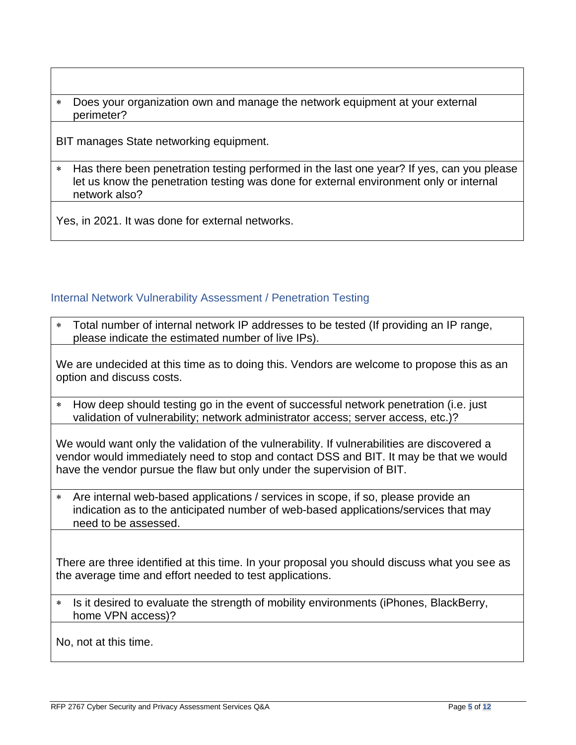* Does your organization own and manage the network equipment at your external perimeter?

BIT manages State networking equipment.

* Has there been penetration testing performed in the last one year? If yes, can you please let us know the penetration testing was done for external environment only or internal network also?

Yes, in 2021. It was done for external networks.

## Internal Network Vulnerability Assessment / Penetration Testing

* Total number of internal network IP addresses to be tested (If providing an IP range, please indicate the estimated number of live IPs).

We are undecided at this time as to doing this. Vendors are welcome to propose this as an option and discuss costs.

* How deep should testing go in the event of successful network penetration (i.e. just validation of vulnerability; network administrator access; server access, etc.)?

We would want only the validation of the vulnerability. If vulnerabilities are discovered a vendor would immediately need to stop and contact DSS and BIT. It may be that we would have the vendor pursue the flaw but only under the supervision of BIT.

* Are internal web-based applications / services in scope, if so, please provide an indication as to the anticipated number of web-based applications/services that may need to be assessed.

There are three identified at this time. In your proposal you should discuss what you see as the average time and effort needed to test applications.

* Is it desired to evaluate the strength of mobility environments (iPhones, BlackBerry, home VPN access)?

No, not at this time.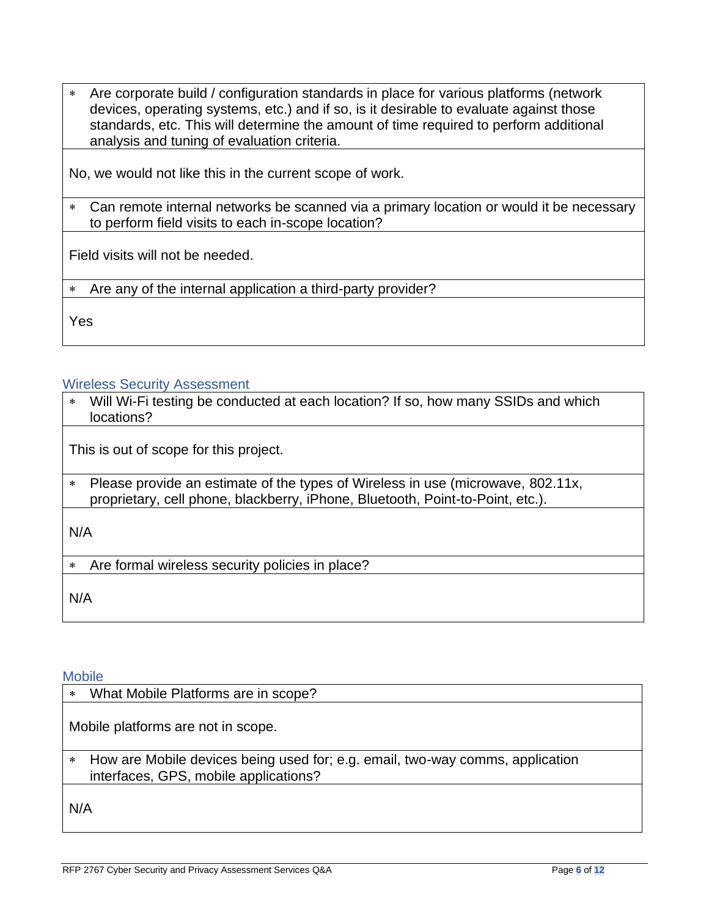- Are corporate build / configuration standards in place for various platforms (network devices, operating systems, etc.) and if so, is it desirable to evaluate against those standards, etc. This will determine the amount of time required to perform additional analysis and tuning of evaluation criteria.

No, we would not like this in the current scope of work.

- Can remote internal networks be scanned via a primary location or would it be necessary to perform field visits to each in-scope location?

Field visits will not be needed.

- Are any of the internal application a third-party provider?

Yes

## Wireless Security Assessment

- Will Wi-Fi testing be conducted at each location? If so, how many SSIDs and which locations?

This is out of scope for this project.

- Please provide an estimate of the types of Wireless in use (microwave, 802.11x, proprietary, cell phone, blackberry, iPhone, Bluetooth, Point-to-Point, etc.).

N/A

- Are formal wireless security policies in place?

N/A

## Mobile

- What Mobile Platforms are in scope?

Mobile platforms are not in scope.

- How are Mobile devices being used for; e.g. email, two-way comms, application interfaces, GPS, mobile applications?

N/A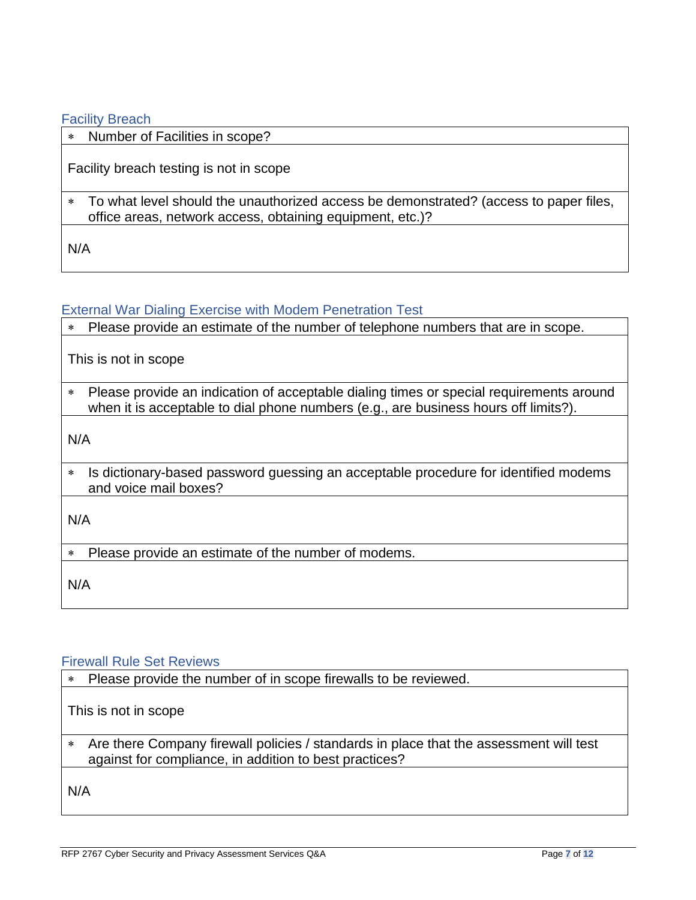### Facility Breach

* Number of Facilities in scope?

Facility breach testing is not in scope

* To what level should the unauthorized access be demonstrated? (access to paper files, office areas, network access, obtaining equipment, etc.)?

N/A

### External War Dialing Exercise with Modem Penetration Test

* Please provide an estimate of the number of telephone numbers that are in scope.

This is not in scope

* Please provide an indication of acceptable dialing times or special requirements around when it is acceptable to dial phone numbers (e.g., are business hours off limits?).

N/A

* Is dictionary-based password guessing an acceptable procedure for identified modems and voice mail boxes?

N/A

* Please provide an estimate of the number of modems.

N/A

### Firewall Rule Set Reviews

* Please provide the number of in scope firewalls to be reviewed.

This is not in scope

* Are there Company firewall policies / standards in place that the assessment will test against for compliance, in addition to best practices?

N/A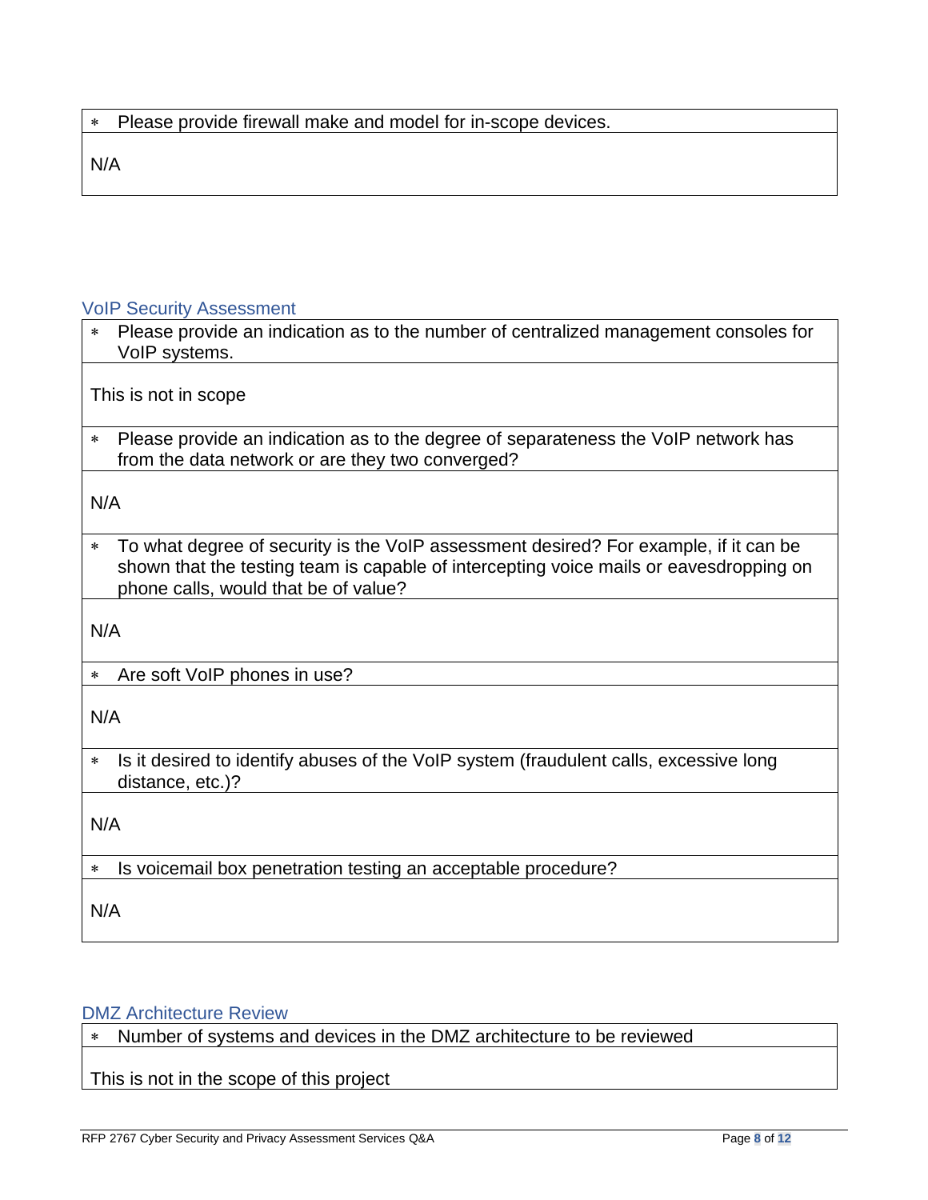- Please provide firewall make and model for in-scope devices.

N/A

## VoIP Security Assessment

- Please provide an indication as to the number of centralized management consoles for VoIP systems.

This is not in scope

- Please provide an indication as to the degree of separateness the VoIP network has from the data network or are they two converged?

N/A

- To what degree of security is the VoIP assessment desired? For example, if it can be shown that the testing team is capable of intercepting voice mails or eavesdropping on phone calls, would that be of value?

N/A

- Are soft VoIP phones in use?

N/A

- Is it desired to identify abuses of the VoIP system (fraudulent calls, excessive long distance, etc.)?

N/A

- Is voicemail box penetration testing an acceptable procedure?

N/A

## DMZ Architecture Review

- Number of systems and devices in the DMZ architecture to be reviewed

This is not in the scope of this project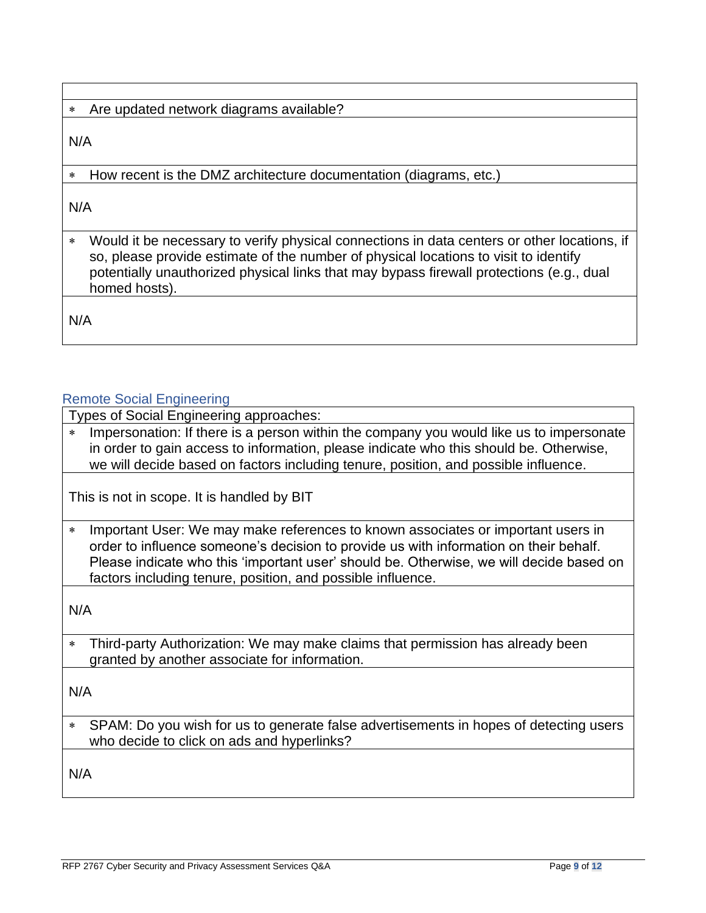| |
|---|
| ∗ Are updated network diagrams available? |
| N/A |
| ∗ How recent is the DMZ architecture documentation (diagrams, etc.) |
| N/A |
| ∗ Would it be necessary to verify physical connections in data centers or other locations, if so, please provide estimate of the number of physical locations to visit to identify potentially unauthorized physical links that may bypass firewall protections (e.g., dual homed hosts). |
| N/A |

## Remote Social Engineering

| Types of Social Engineering approaches: |
|---|
| ∗ Impersonation: If there is a person within the company you would like us to impersonate in order to gain access to information, please indicate who this should be. Otherwise, we will decide based on factors including tenure, position, and possible influence. |
| This is not in scope. It is handled by BIT |
| ∗ Important User: We may make references to known associates or important users in order to influence someone's decision to provide us with information on their behalf. Please indicate who this 'important user' should be. Otherwise, we will decide based on factors including tenure, position, and possible influence. |
| N/A |
| ∗ Third-party Authorization: We may make claims that permission has already been granted by another associate for information. |
| N/A |
| ∗ SPAM: Do you wish for us to generate false advertisements in hopes of detecting users who decide to click on ads and hyperlinks? |
| N/A |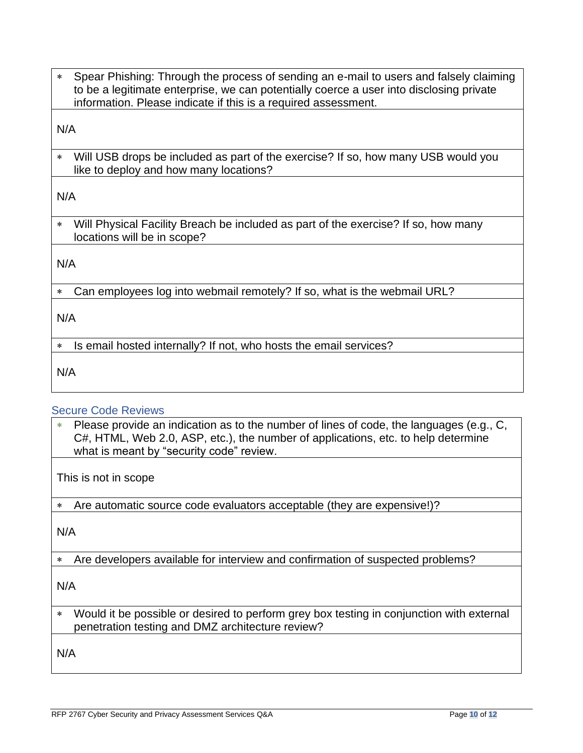- Spear Phishing: Through the process of sending an e-mail to users and falsely claiming to be a legitimate enterprise, we can potentially coerce a user into disclosing private information. Please indicate if this is a required assessment.

N/A

- Will USB drops be included as part of the exercise? If so, how many USB would you like to deploy and how many locations?

N/A

- Will Physical Facility Breach be included as part of the exercise? If so, how many locations will be in scope?

N/A

- Can employees log into webmail remotely? If so, what is the webmail URL?

N/A

- Is email hosted internally? If not, who hosts the email services?

N/A

## Secure Code Reviews

- Please provide an indication as to the number of lines of code, the languages (e.g., C, C#, HTML, Web 2.0, ASP, etc.), the number of applications, etc. to help determine what is meant by "security code" review.

This is not in scope

- Are automatic source code evaluators acceptable (they are expensive!)?

N/A

- Are developers available for interview and confirmation of suspected problems?

N/A

- Would it be possible or desired to perform grey box testing in conjunction with external penetration testing and DMZ architecture review?

N/A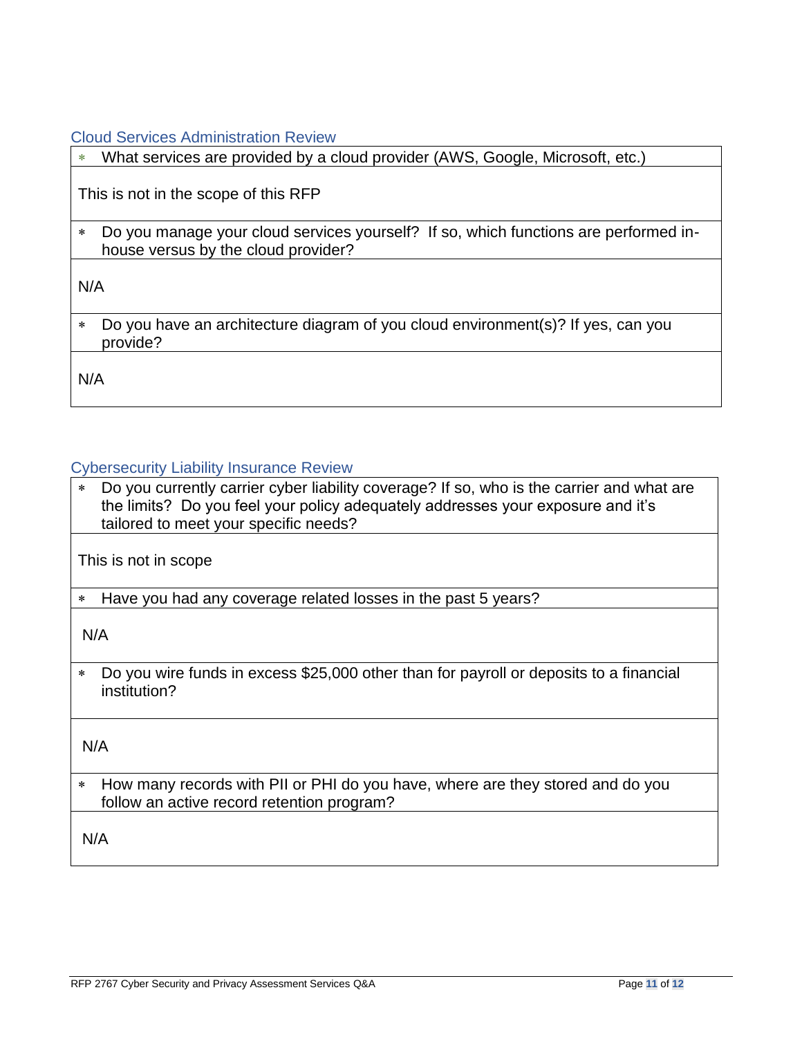### Cloud Services Administration Review

| * What services are provided by a cloud provider (AWS, Google, Microsoft, etc.) |
| --- |
| This is not in the scope of this RFP |
| * Do you manage your cloud services yourself? If so, which functions are performed in-house versus by the cloud provider? |
| N/A |
| * Do you have an architecture diagram of you cloud environment(s)? If yes, can you provide? |
| N/A |

### Cybersecurity Liability Insurance Review

| * Do you currently carrier cyber liability coverage? If so, who is the carrier and what are the limits? Do you feel your policy adequately addresses your exposure and it's tailored to meet your specific needs? |
| --- |
| This is not in scope |
| * Have you had any coverage related losses in the past 5 years? |
| N/A |
| * Do you wire funds in excess $25,000 other than for payroll or deposits to a financial institution? |
| N/A |
| * How many records with PII or PHI do you have, where are they stored and do you follow an active record retention program? |
| N/A |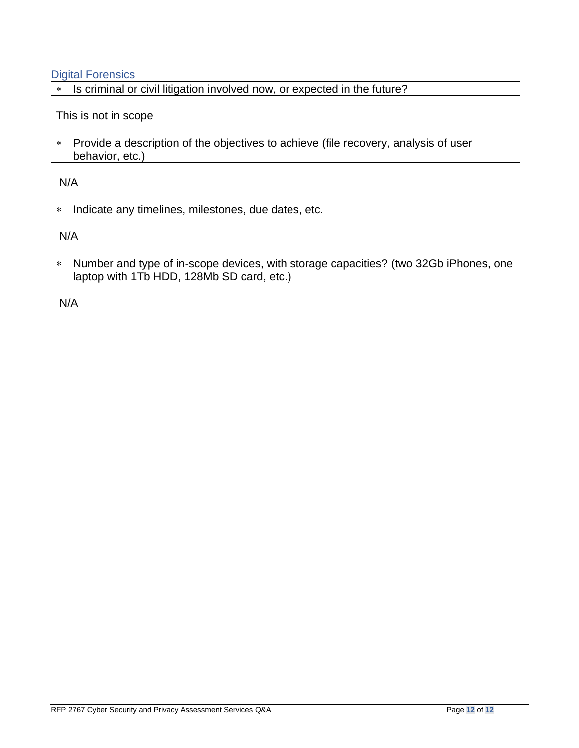## Digital Forensics

- Is criminal or civil litigation involved now, or expected in the future?

This is not in scope

- Provide a description of the objectives to achieve (file recovery, analysis of user behavior, etc.)

N/A

- Indicate any timelines, milestones, due dates, etc.

N/A

- Number and type of in-scope devices, with storage capacities? (two 32Gb iPhones, one laptop with 1Tb HDD, 128Mb SD card, etc.)

N/A